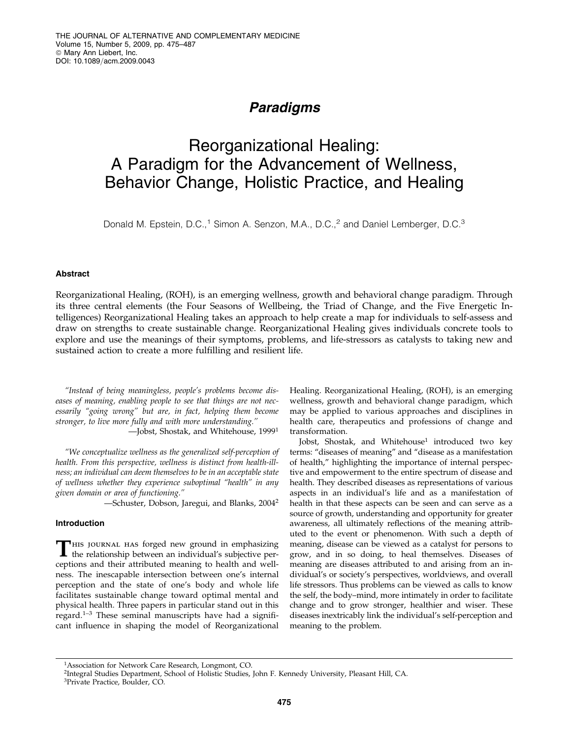*Paradigms*

# Reorganizational Healing: A Paradigm for the Advancement of Wellness, Behavior Change, Holistic Practice, and Healing

Donald M. Epstein, D.C.,[1] Simon A. Senzon, M.A., D.C.,[2] and Daniel Lemberger, D.C.[3]

### Abstract

Reorganizational Healing, (ROH), is an emerging wellness, growth and behavioral change paradigm. Through its three central elements (the Four Seasons of Wellbeing, the Triad of Change, and the Five Energetic Intelligences) Reorganizational Healing takes an approach to help create a map for individuals to self-assess and draw on strengths to create sustainable change. Reorganizational Healing gives individuals concrete tools to explore and use the meanings of their symptoms, problems, and life-stressors as catalysts to taking new and sustained action to create a more fulfilling and resilient life.

*"Instead of being meaningless, people's problems become diseases of meaning, enabling people to see that things are not necessarily "going wrong" but are, in fact, helping them become stronger, to live more fully and with more understanding."*
—Jobst, Shostak, and Whitehouse, 1999[1]

*"We conceptualize wellness as the generalized self-perception of health. From this perspective, wellness is distinct from health-illness; an individual can deem themselves to be in an acceptable state of wellness whether they experience suboptimal "health" in any given domain or area of functioning."*
—Schuster, Dobson, Jaregui, and Blanks, 2004[2]

### Introduction

This journal has forged new ground in emphasizing the relationship between an individual's subjective perceptions and their attributed meaning to health and wellness. The inescapable intersection between one's internal perception and the state of one's body and whole life facilitates sustainable change toward optimal mental and physical health. Three papers in particular stand out in this regard.[1–3] These seminal manuscripts have had a significant influence in shaping the model of Reorganizational Healing. Reorganizational Healing, (ROH), is an emerging wellness, growth and behavioral change paradigm, which may be applied to various approaches and disciplines in health care, therapeutics and professions of change and transformation.

Jobst, Shostak, and Whitehouse[1] introduced two key terms: "diseases of meaning" and "disease as a manifestation of health," highlighting the importance of internal perspective and empowerment to the entire spectrum of disease and health. They described diseases as representations of various aspects in an individual's life and as a manifestation of health in that these aspects can be seen and can serve as a source of growth, understanding and opportunity for greater awareness, all ultimately reflections of the meaning attributed to the event or phenomenon. With such a depth of meaning, disease can be viewed as a catalyst for persons to grow, and in so doing, to heal themselves. Diseases of meaning are diseases attributed to and arising from an individual's or society's perspectives, worldviews, and overall life stressors. Thus problems can be viewed as calls to know the self, the body–mind, more intimately in order to facilitate change and to grow stronger, healthier and wiser. These diseases inextricably link the individual's self-perception and meaning to the problem.

[1]Association for Network Care Research, Longmont, CO.
[2]Integral Studies Department, School of Holistic Studies, John F. Kennedy University, Pleasant Hill, CA.
[3]Private Practice, Boulder, CO.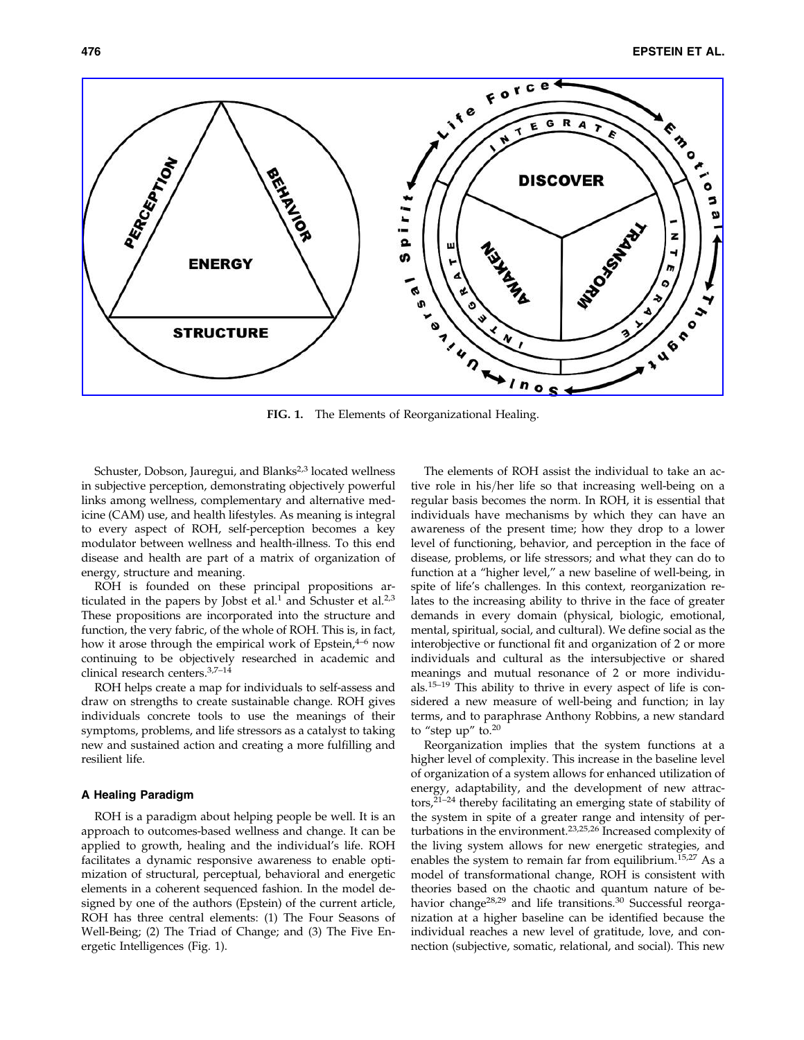FIG. 1. The Elements of Reorganizational Healing.

Schuster, Dobson, Jauregui, and Blanks[2,3] located wellness in subjective perception, demonstrating objectively powerful links among wellness, complementary and alternative medicine (CAM) use, and health lifestyles. As meaning is integral to every aspect of ROH, self-perception becomes a key modulator between wellness and health-illness. To this end disease and health are part of a matrix of organization of energy, structure and meaning.

ROH is founded on these principal propositions articulated in the papers by Jobst et al.[1] and Schuster et al.[2,3] These propositions are incorporated into the structure and function, the very fabric, of the whole of ROH. This is, in fact, how it arose through the empirical work of Epstein,[4–6] now continuing to be objectively researched in academic and clinical research centers.[3,7–14]

ROH helps create a map for individuals to self-assess and draw on strengths to create sustainable change. ROH gives individuals concrete tools to use the meanings of their symptoms, problems, and life stressors as a catalyst to taking new and sustained action and creating a more fulfilling and resilient life.

### A Healing Paradigm

ROH is a paradigm about helping people be well. It is an approach to outcomes-based wellness and change. It can be applied to growth, healing and the individual's life. ROH facilitates a dynamic responsive awareness to enable optimization of structural, perceptual, behavioral and energetic elements in a coherent sequenced fashion. In the model designed by one of the authors (Epstein) of the current article, ROH has three central elements: (1) The Four Seasons of Well-Being; (2) The Triad of Change; and (3) The Five Energetic Intelligences (Fig. 1).

The elements of ROH assist the individual to take an active role in his/her life so that increasing well-being on a regular basis becomes the norm. In ROH, it is essential that individuals have mechanisms by which they can have an awareness of the present time; how they drop to a lower level of functioning, behavior, and perception in the face of disease, problems, or life stressors; and what they can do to function at a "higher level," a new baseline of well-being, in spite of life's challenges. In this context, reorganization relates to the increasing ability to thrive in the face of greater demands in every domain (physical, biologic, emotional, mental, spiritual, social, and cultural). We define social as the interobjective or functional fit and organization of 2 or more individuals and cultural as the intersubjective or shared meanings and mutual resonance of 2 or more individuals.[15–19] This ability to thrive in every aspect of life is considered a new measure of well-being and function; in lay terms, and to paraphrase Anthony Robbins, a new standard to "step up" to.[20]

Reorganization implies that the system functions at a higher level of complexity. This increase in the baseline level of organization of a system allows for enhanced utilization of energy, adaptability, and the development of new attractors,[21–24] thereby facilitating an emerging state of stability of the system in spite of a greater range and intensity of perturbations in the environment.[23,25,26] Increased complexity of the living system allows for new energetic strategies, and enables the system to remain far from equilibrium.[15,27] As a model of transformational change, ROH is consistent with theories based on the chaotic and quantum nature of behavior change[28,29] and life transitions.[30] Successful reorganization at a higher baseline can be identified because the individual reaches a new level of gratitude, love, and connection (subjective, somatic, relational, and social). This new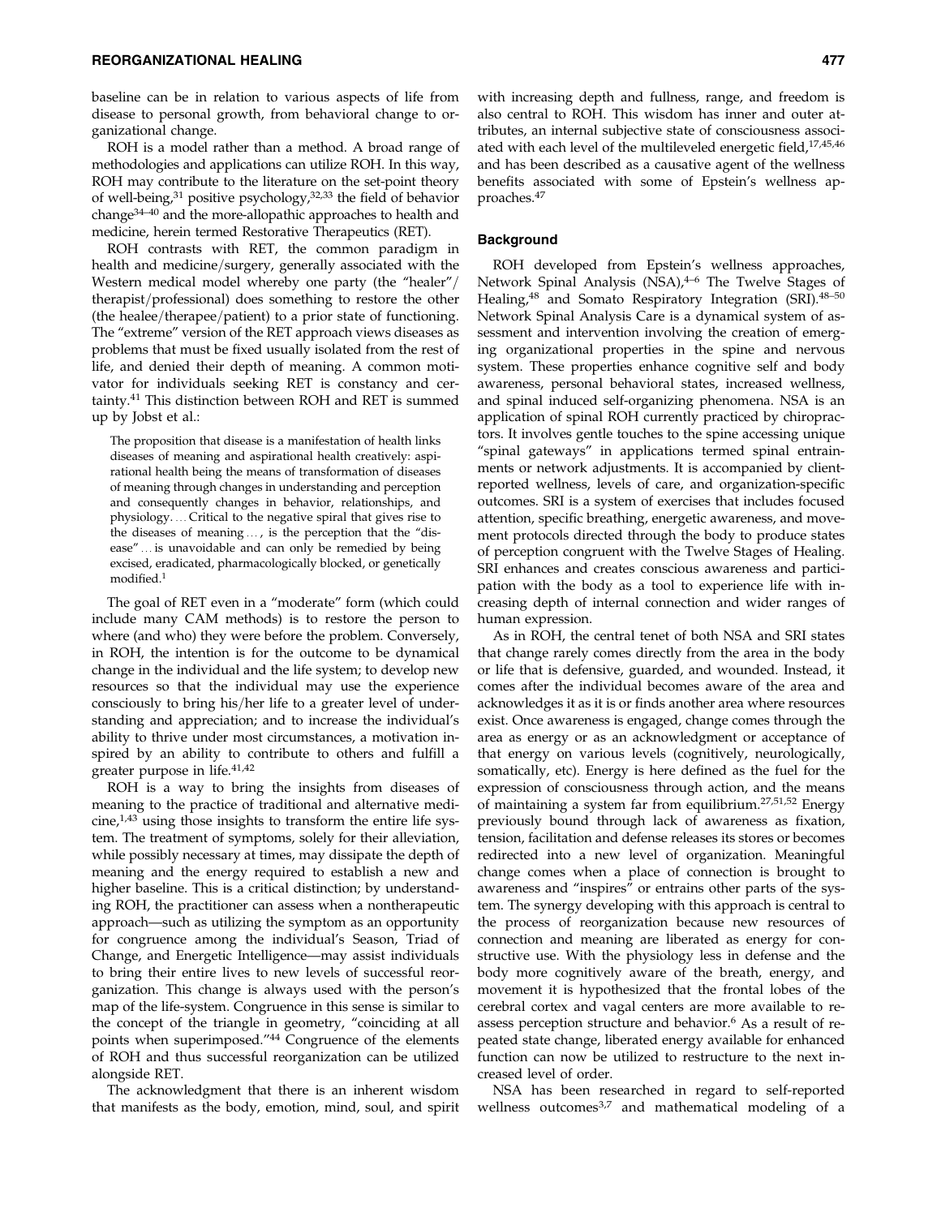baseline can be in relation to various aspects of life from disease to personal growth, from behavioral change to organizational change.

ROH is a model rather than a method. A broad range of methodologies and applications can utilize ROH. In this way, ROH may contribute to the literature on the set-point theory of well-being,[31] positive psychology,[32,33] the field of behavior change[34–40] and the more-allopathic approaches to health and medicine, herein termed Restorative Therapeutics (RET).

ROH contrasts with RET, the common paradigm in health and medicine/surgery, generally associated with the Western medical model whereby one party (the "healer"/therapist/professional) does something to restore the other (the healee/therapee/patient) to a prior state of functioning. The "extreme" version of the RET approach views diseases as problems that must be fixed usually isolated from the rest of life, and denied their depth of meaning. A common motivator for individuals seeking RET is constancy and certainty.[41] This distinction between ROH and RET is summed up by Jobst et al.:

> The proposition that disease is a manifestation of health links diseases of meaning and aspirational health creatively: aspirational health being the means of transformation of diseases of meaning through changes in understanding and perception and consequently changes in behavior, relationships, and physiology. … Critical to the negative spiral that gives rise to the diseases of meaning … , is the perception that the "disease" … is unavoidable and can only be remedied by being excised, eradicated, pharmacologically blocked, or genetically modified.[1]

The goal of RET even in a "moderate" form (which could include many CAM methods) is to restore the person to where (and who) they were before the problem. Conversely, in ROH, the intention is for the outcome to be dynamical change in the individual and the life system; to develop new resources so that the individual may use the experience consciously to bring his/her life to a greater level of understanding and appreciation; and to increase the individual's ability to thrive under most circumstances, a motivation inspired by an ability to contribute to others and fulfill a greater purpose in life.[41,42]

ROH is a way to bring the insights from diseases of meaning to the practice of traditional and alternative medicine,[1,43] using those insights to transform the entire life system. The treatment of symptoms, solely for their alleviation, while possibly necessary at times, may dissipate the depth of meaning and the energy required to establish a new and higher baseline. This is a critical distinction; by understanding ROH, the practitioner can assess when a nontherapeutic approach—such as utilizing the symptom as an opportunity for congruence among the individual's Season, Triad of Change, and Energetic Intelligence—may assist individuals to bring their entire lives to new levels of successful reorganization. This change is always used with the person's map of the life-system. Congruence in this sense is similar to the concept of the triangle in geometry, "coinciding at all points when superimposed."[44] Congruence of the elements of ROH and thus successful reorganization can be utilized alongside RET.

The acknowledgment that there is an inherent wisdom that manifests as the body, emotion, mind, soul, and spirit with increasing depth and fullness, range, and freedom is also central to ROH. This wisdom has inner and outer attributes, an internal subjective state of consciousness associated with each level of the multileveled energetic field,[17,45,46] and has been described as a causative agent of the wellness benefits associated with some of Epstein's wellness approaches.[47]

## Background

ROH developed from Epstein's wellness approaches, Network Spinal Analysis (NSA),[4–6] The Twelve Stages of Healing,[48] and Somato Respiratory Integration (SRI).[48–50] Network Spinal Analysis Care is a dynamical system of assessment and intervention involving the creation of emerging organizational properties in the spine and nervous system. These properties enhance cognitive self and body awareness, personal behavioral states, increased wellness, and spinal induced self-organizing phenomena. NSA is an application of spinal ROH currently practiced by chiropractors. It involves gentle touches to the spine accessing unique "spinal gateways" in applications termed spinal entrainments or network adjustments. It is accompanied by client-reported wellness, levels of care, and organization-specific outcomes. SRI is a system of exercises that includes focused attention, specific breathing, energetic awareness, and movement protocols directed through the body to produce states of perception congruent with the Twelve Stages of Healing. SRI enhances and creates conscious awareness and participation with the body as a tool to experience life with increasing depth of internal connection and wider ranges of human expression.

As in ROH, the central tenet of both NSA and SRI states that change rarely comes directly from the area in the body or life that is defensive, guarded, and wounded. Instead, it comes after the individual becomes aware of the area and acknowledges it as it is or finds another area where resources exist. Once awareness is engaged, change comes through the area as energy or as an acknowledgment or acceptance of that energy on various levels (cognitively, neurologically, somatically, etc). Energy is here defined as the fuel for the expression of consciousness through action, and the means of maintaining a system far from equilibrium.[27,51,52] Energy previously bound through lack of awareness as fixation, tension, facilitation and defense releases its stores or becomes redirected into a new level of organization. Meaningful change comes when a place of connection is brought to awareness and "inspires" or entrains other parts of the system. The synergy developing with this approach is central to the process of reorganization because new resources of connection and meaning are liberated as energy for constructive use. With the physiology less in defense and the body more cognitively aware of the breath, energy, and movement it is hypothesized that the frontal lobes of the cerebral cortex and vagal centers are more available to reassess perception structure and behavior.[6] As a result of repeated state change, liberated energy available for enhanced function can now be utilized to restructure to the next increased level of order.

NSA has been researched in regard to self-reported wellness outcomes[3,7] and mathematical modeling of a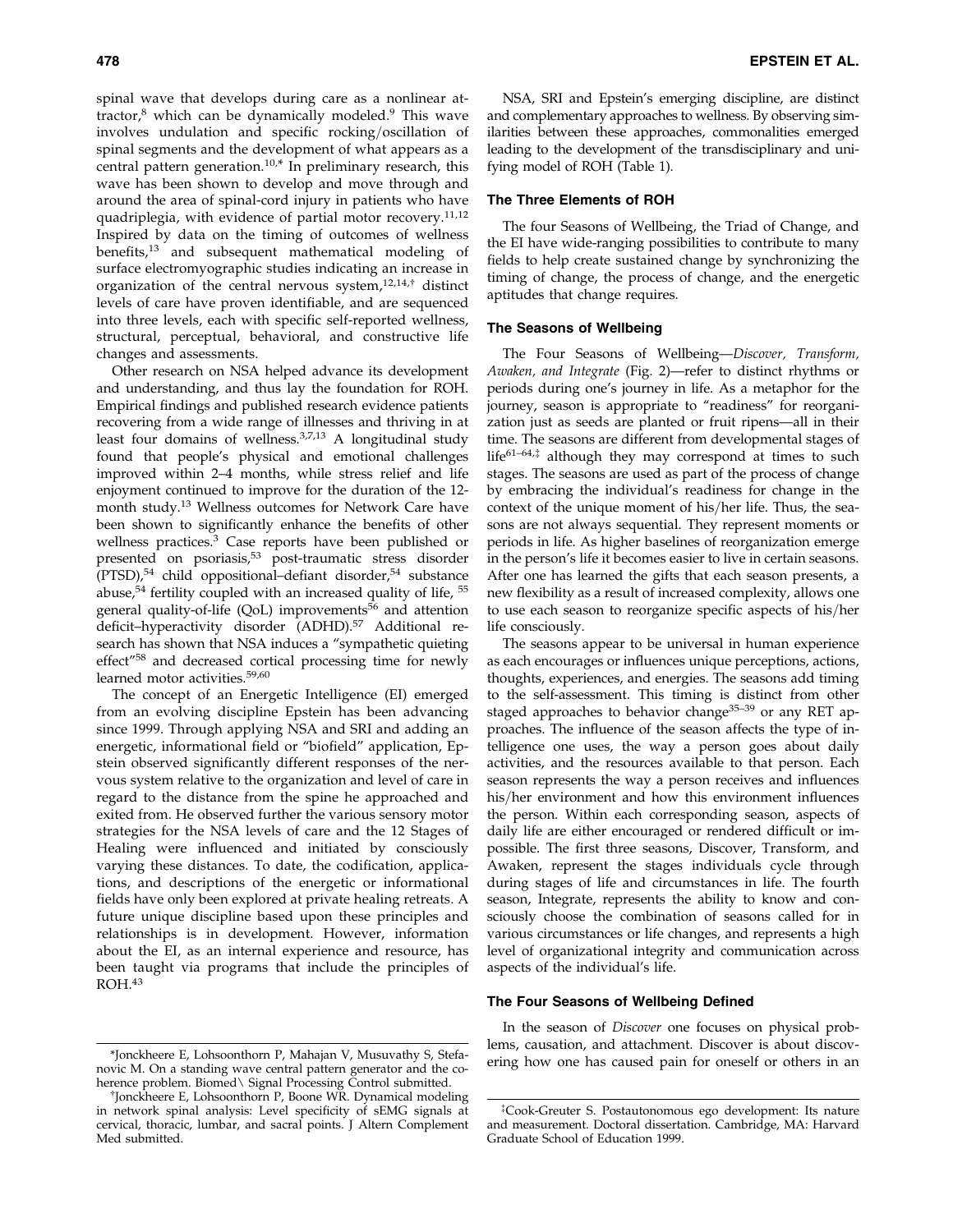spinal wave that develops during care as a nonlinear attractor,[8] which can be dynamically modeled.[9] This wave involves undulation and specific rocking/oscillation of spinal segments and the development of what appears as a central pattern generation.[10,*] In preliminary research, this wave has been shown to develop and move through and around the area of spinal-cord injury in patients who have quadriplegia, with evidence of partial motor recovery.[11,12] Inspired by data on the timing of outcomes of wellness benefits,[13] and subsequent mathematical modeling of surface electromyographic studies indicating an increase in organization of the central nervous system,[12,14,†] distinct levels of care have proven identifiable, and are sequenced into three levels, each with specific self-reported wellness, structural, perceptual, behavioral, and constructive life changes and assessments.

Other research on NSA helped advance its development and understanding, and thus lay the foundation for ROH. Empirical findings and published research evidence patients recovering from a wide range of illnesses and thriving in at least four domains of wellness.[3,7,13] A longitudinal study found that people's physical and emotional challenges improved within 2–4 months, while stress relief and life enjoyment continued to improve for the duration of the 12-month study.[13] Wellness outcomes for Network Care have been shown to significantly enhance the benefits of other wellness practices.[3] Case reports have been published or presented on psoriasis,[53] post-traumatic stress disorder (PTSD),[54] child oppositional–defiant disorder,[54] substance abuse,[54] fertility coupled with an increased quality of life,[55] general quality-of-life (QoL) improvements[56] and attention deficit–hyperactivity disorder (ADHD).[57] Additional research has shown that NSA induces a "sympathetic quieting effect"[58] and decreased cortical processing time for newly learned motor activities.[59,60]

The concept of an Energetic Intelligence (EI) emerged from an evolving discipline Epstein has been advancing since 1999. Through applying NSA and SRI and adding an energetic, informational field or "biofield" application, Epstein observed significantly different responses of the nervous system relative to the organization and level of care in regard to the distance from the spine he approached and exited from. He observed further the various sensory motor strategies for the NSA levels of care and the 12 Stages of Healing were influenced and initiated by consciously varying these distances. To date, the codification, applications, and descriptions of the energetic or informational fields have only been explored at private healing retreats. A future unique discipline based upon these principles and relationships is in development. However, information about the EI, as an internal experience and resource, has been taught via programs that include the principles of ROH.[43]

NSA, SRI and Epstein's emerging discipline, are distinct and complementary approaches to wellness. By observing similarities between these approaches, commonalities emerged leading to the development of the transdisciplinary and unifying model of ROH (Table 1).

### The Three Elements of ROH

The four Seasons of Wellbeing, the Triad of Change, and the EI have wide-ranging possibilities to contribute to many fields to help create sustained change by synchronizing the timing of change, the process of change, and the energetic aptitudes that change requires.

### The Seasons of Wellbeing

The Four Seasons of Wellbeing—*Discover, Transform, Awaken, and Integrate* (Fig. 2)—refer to distinct rhythms or periods during one's journey in life. As a metaphor for the journey, season is appropriate to "readiness" for reorganization just as seeds are planted or fruit ripens—all in their time. The seasons are different from developmental stages of life[61–64,‡] although they may correspond at times to such stages. The seasons are used as part of the process of change by embracing the individual's readiness for change in the context of the unique moment of his/her life. Thus, the seasons are not always sequential. They represent moments or periods in life. As higher baselines of reorganization emerge in the person's life it becomes easier to live in certain seasons. After one has learned the gifts that each season presents, a new flexibility as a result of increased complexity, allows one to use each season to reorganize specific aspects of his/her life consciously.

The seasons appear to be universal in human experience as each encourages or influences unique perceptions, actions, thoughts, experiences, and energies. The seasons add timing to the self-assessment. This timing is distinct from other staged approaches to behavior change[35–39] or any RET approaches. The influence of the season affects the type of intelligence one uses, the way a person goes about daily activities, and the resources available to that person. Each season represents the way a person receives and influences his/her environment and how this environment influences the person. Within each corresponding season, aspects of daily life are either encouraged or rendered difficult or impossible. The first three seasons, Discover, Transform, and Awaken, represent the stages individuals cycle through during stages of life and circumstances in life. The fourth season, Integrate, represents the ability to know and consciously choose the combination of seasons called for in various circumstances or life changes, and represents a high level of organizational integrity and communication across aspects of the individual's life.

### The Four Seasons of Wellbeing Defined

In the season of *Discover* one focuses on physical problems, causation, and attachment. Discover is about discovering how one has caused pain for oneself or others in an

---

*Jonckheere E, Lohsoonthorn P, Mahajan V, Musuvathy S, Stefanovic M. On a standing wave central pattern generator and the coherence problem. Biomed\ Signal Processing Control submitted.

†Jonckheere E, Lohsoonthorn P, Boone WR. Dynamical modeling in network spinal analysis: Level specificity of sEMG signals at cervical, thoracic, lumbar, and sacral points. J Altern Complement Med submitted.

‡Cook-Greuter S. Postautonomous ego development: Its nature and measurement. Doctoral dissertation. Cambridge, MA: Harvard Graduate School of Education 1999.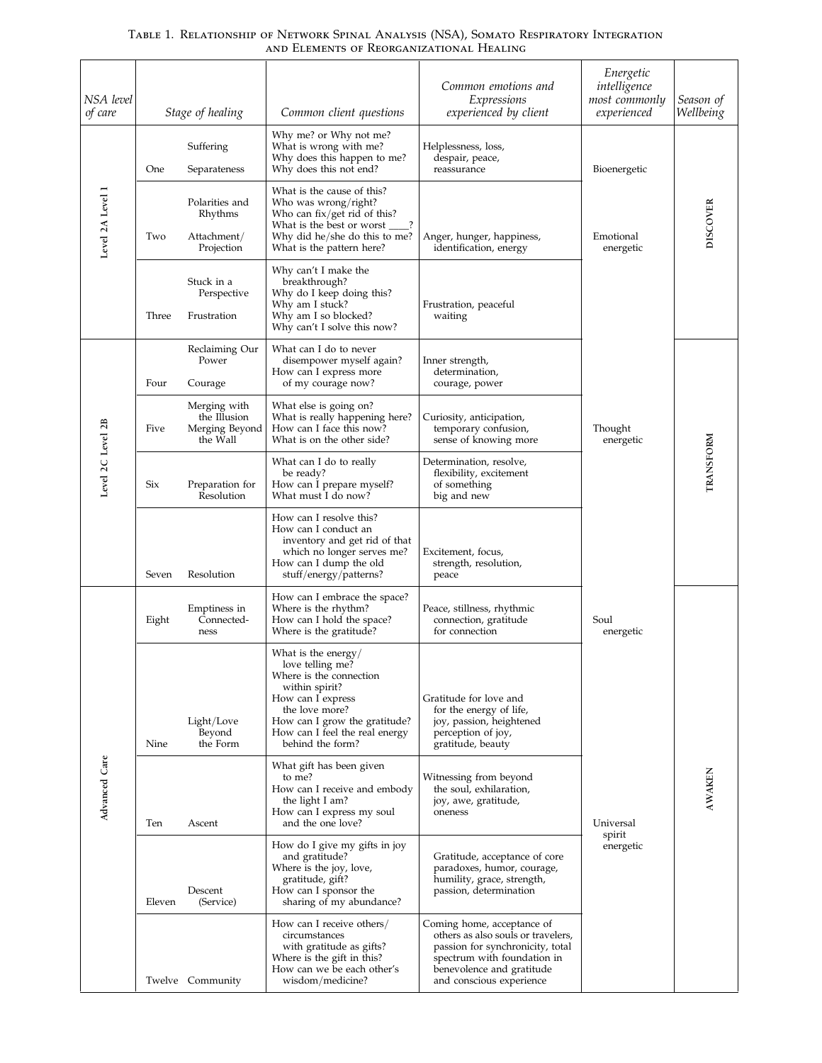Table 1. Relationship of Network Spinal Analysis (NSA), Somato Respiratory Integration and Elements of Reorganizational Healing

| NSA level of care | | Stage of healing | Common client questions | Common emotions and Expressions experienced by client | Energetic intelligence most commonly experienced | Season of Wellbeing |
|---|---|---|---|---|---|---|
| Level 2A Level 1 | One | Suffering<br>Separateness | Why me? or Why not me?<br>What is wrong with me?<br>Why does this happen to me?<br>Why does this not end? | Helplessness, loss, despair, peace, reassurance | Bioenergetic | DISCOVER |
| | Two | Polarities and Rhythms<br>Attachment/Projection | What is the cause of this?<br>Who was wrong/right?<br>Who can fix/get rid of this?<br>What is the best or worst ____?<br>Why did he/she do this to me?<br>What is the pattern here? | Anger, hunger, happiness, identification, energy | Emotional energetic | |
| | Three | Stuck in a Perspective<br>Frustration | Why can't I make the breakthrough?<br>Why do I keep doing this?<br>Why am I stuck?<br>Why am I so blocked?<br>Why can't I solve this now? | Frustration, peaceful waiting | | |
| Level 2C Level 2B | Four | Reclaiming Our Power<br>Courage | What can I do to never disempower myself again?<br>How can I express more of my courage now? | Inner strength, determination, courage, power | | TRANSFORM |
| | Five | Merging with the Illusion<br>Merging Beyond the Wall | What else is going on?<br>What is really happening here?<br>How can I face this now?<br>What is on the other side? | Curiosity, anticipation, temporary confusion, sense of knowing more | Thought energetic | |
| | Six | Preparation for Resolution | What can I do to really be ready?<br>How can I prepare myself?<br>What must I do now? | Determination, resolve, flexibility, excitement of something big and new | | |
| | Seven | Resolution | How can I resolve this?<br>How can I conduct an inventory and get rid of that which no longer serves me?<br>How can I dump the old stuff/energy/patterns? | Excitement, focus, strength, resolution, peace | | |
| Advanced Care | Eight | Emptiness in Connectedness | How can I embrace the space?<br>Where is the rhythm?<br>How can I hold the space?<br>Where is the gratitude? | Peace, stillness, rhythmic connection, gratitude for connection | Soul energetic | AWAKEN |
| | Nine | Light/Love Beyond the Form | What is the energy/love telling me?<br>Where is the connection within spirit?<br>How can I express the love more?<br>How can I grow the gratitude?<br>How can I feel the real energy behind the form? | Gratitude for love and for the energy of life, joy, passion, heightened perception of joy, gratitude, beauty | | |
| | Ten | Ascent | What gift has been given to me?<br>How can I receive and embody the light I am?<br>How can I express my soul and the one love? | Witnessing from beyond the soul, exhilaration, joy, awe, gratitude, oneness | Universal spirit energetic | |
| | Eleven | Descent (Service) | How do I give my gifts in joy and gratitude?<br>Where is the joy, love, gratitude, gift?<br>How can I sponsor the sharing of my abundance? | Gratitude, acceptance of core paradoxes, humor, courage, humility, grace, strength, passion, determination | | |
| | Twelve | Community | How can I receive others/circumstances with gratitude as gifts?<br>Where is the gift in this?<br>How can we be each other's wisdom/medicine? | Coming home, acceptance of others as also souls or travelers, passion for synchronicity, total spectrum with foundation in benevolence and gratitude and conscious experience | | |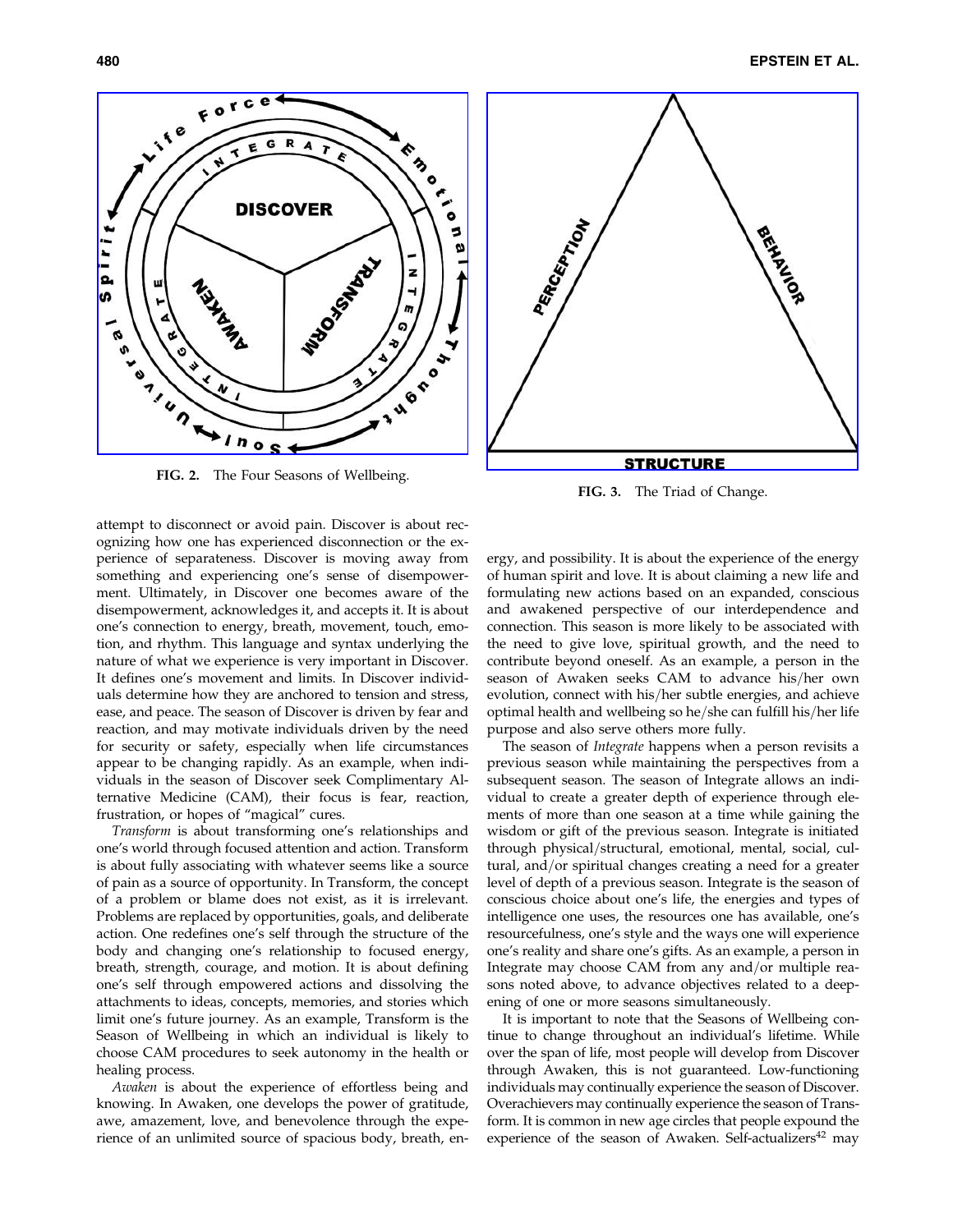FIG. 2. The Four Seasons of Wellbeing.

FIG. 3. The Triad of Change.

attempt to disconnect or avoid pain. Discover is about recognizing how one has experienced disconnection or the experience of separateness. Discover is moving away from something and experiencing one's sense of disempowerment. Ultimately, in Discover one becomes aware of the disempowerment, acknowledges it, and accepts it. It is about one's connection to energy, breath, movement, touch, emotion, and rhythm. This language and syntax underlying the nature of what we experience is very important in Discover. It defines one's movement and limits. In Discover individuals determine how they are anchored to tension and stress, ease, and peace. The season of Discover is driven by fear and reaction, and may motivate individuals driven by the need for security or safety, especially when life circumstances appear to be changing rapidly. As an example, when individuals in the season of Discover seek Complimentary Alternative Medicine (CAM), their focus is fear, reaction, frustration, or hopes of "magical" cures.

*Transform* is about transforming one's relationships and one's world through focused attention and action. Transform is about fully associating with whatever seems like a source of pain as a source of opportunity. In Transform, the concept of a problem or blame does not exist, as it is irrelevant. Problems are replaced by opportunities, goals, and deliberate action. One redefines one's self through the structure of the body and changing one's relationship to focused energy, breath, strength, courage, and motion. It is about defining one's self through empowered actions and dissolving the attachments to ideas, concepts, memories, and stories which limit one's future journey. As an example, Transform is the Season of Wellbeing in which an individual is likely to choose CAM procedures to seek autonomy in the health or healing process.

*Awaken* is about the experience of effortless being and knowing. In Awaken, one develops the power of gratitude, awe, amazement, love, and benevolence through the experience of an unlimited source of spacious body, breath, energy, and possibility. It is about the experience of the energy of human spirit and love. It is about claiming a new life and formulating new actions based on an expanded, conscious and awakened perspective of our interdependence and connection. This season is more likely to be associated with the need to give love, spiritual growth, and the need to contribute beyond oneself. As an example, a person in the season of Awaken seeks CAM to advance his/her own evolution, connect with his/her subtle energies, and achieve optimal health and wellbeing so he/she can fulfill his/her life purpose and also serve others more fully.

The season of *Integrate* happens when a person revisits a previous season while maintaining the perspectives from a subsequent season. The season of Integrate allows an individual to create a greater depth of experience through elements of more than one season at a time while gaining the wisdom or gift of the previous season. Integrate is initiated through physical/structural, emotional, mental, social, cultural, and/or spiritual changes creating a need for a greater level of depth of a previous season. Integrate is the season of conscious choice about one's life, the energies and types of intelligence one uses, the resources one has available, one's resourcefulness, one's style and the ways one will experience one's reality and share one's gifts. As an example, a person in Integrate may choose CAM from any and/or multiple reasons noted above, to advance objectives related to a deepening of one or more seasons simultaneously.

It is important to note that the Seasons of Wellbeing continue to change throughout an individual's lifetime. While over the span of life, most people will develop from Discover through Awaken, this is not guaranteed. Low-functioning individuals may continually experience the season of Discover. Overachievers may continually experience the season of Transform. It is common in new age circles that people expound the experience of the season of Awaken. Self-actualizers[42] may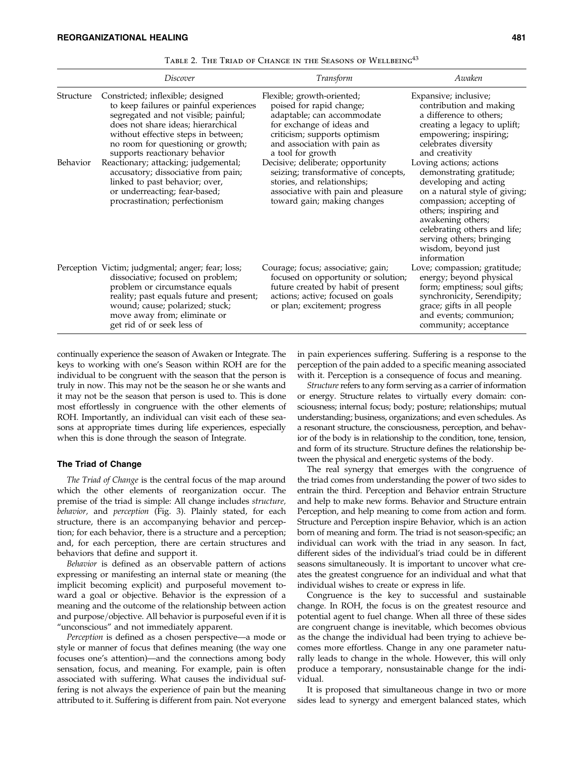Table 2. The Triad of Change in the Seasons of Wellbeing[43]

| | *Discover* | *Transform* | *Awaken* |
|---|---|---|---|
| Structure | Constricted; inflexible; designed to keep failures or painful experiences segregated and not visible; painful; does not share ideas; hierarchical without effective steps in between; no room for questioning or growth; supports reactionary behavior | Flexible; growth-oriented; poised for rapid change; adaptable; can accommodate for exchange of ideas and criticism; supports optimism and association with pain as a tool for growth | Expansive; inclusive; contribution and making a difference to others; creating a legacy to uplift; empowering; inspiring; celebrates diversity and creativity |
| Behavior | Reactionary; attacking; judgemental; accusatory; dissociative from pain; linked to past behavior; over, or underreacting; fear-based; procrastination; perfectionism | Decisive; deliberate; opportunity seizing; transformative of concepts, stories, and relationships; associative with pain and pleasure toward gain; making changes | Loving actions; actions demonstrating gratitude; developing and acting on a natural style of giving; compassion; accepting of others; inspiring and awakening others; celebrating others and life; serving others; bringing wisdom, beyond just information |
| Perception | Victim; judgmental; anger; fear; loss; dissociative; focused on problem; problem or circumstance equals reality; past equals future and present; wound; cause; polarized; stuck; move away from; eliminate or get rid of or seek less of | Courage; focus; associative; gain; focused on opportunity or solution; future created by habit of present actions; active; focused on goals or plan; excitement; progress | Love; compassion; gratitude; energy; beyond physical form; emptiness; soul gifts; synchronicity, Serendipity; grace; gifts in all people and events; communion; community; acceptance |

continually experience the season of Awaken or Integrate. The keys to working with one's Season within ROH are for the individual to be congruent with the season that the person is truly in now. This may not be the season he or she wants and it may not be the season that person is used to. This is done most effortlessly in congruence with the other elements of ROH. Importantly, an individual can visit each of these seasons at appropriate times during life experiences, especially when this is done through the season of Integrate.

### The Triad of Change

*The Triad of Change* is the central focus of the map around which the other elements of reorganization occur. The premise of the triad is simple: All change includes *structure*, *behavior*, and *perception* (Fig. 3). Plainly stated, for each structure, there is an accompanying behavior and perception; for each behavior, there is a structure and a perception; and, for each perception, there are certain structures and behaviors that define and support it.

*Behavior* is defined as an observable pattern of actions expressing or manifesting an internal state or meaning (the implicit becoming explicit) and purposeful movement toward a goal or objective. Behavior is the expression of a meaning and the outcome of the relationship between action and purpose/objective. All behavior is purposeful even if it is "unconscious" and not immediately apparent.

*Perception* is defined as a chosen perspective—a mode or style or manner of focus that defines meaning (the way one focuses one's attention)—and the connections among body sensation, focus, and meaning. For example, pain is often associated with suffering. What causes the individual suffering is not always the experience of pain but the meaning attributed to it. Suffering is different from pain. Not everyone in pain experiences suffering. Suffering is a response to the perception of the pain added to a specific meaning associated with it. Perception is a consequence of focus and meaning.

*Structure* refers to any form serving as a carrier of information or energy. Structure relates to virtually every domain: consciousness; internal focus; body; posture; relationships; mutual understanding; business, organizations; and even schedules. As a resonant structure, the consciousness, perception, and behavior of the body is in relationship to the condition, tone, tension, and form of its structure. Structure defines the relationship between the physical and energetic systems of the body.

The real synergy that emerges with the congruence of the triad comes from understanding the power of two sides to entrain the third. Perception and Behavior entrain Structure and help to make new forms. Behavior and Structure entrain Perception, and help meaning to come from action and form. Structure and Perception inspire Behavior, which is an action born of meaning and form. The triad is not season-specific; an individual can work with the triad in any season. In fact, different sides of the individual's triad could be in different seasons simultaneously. It is important to uncover what creates the greatest congruence for an individual and what that individual wishes to create or express in life.

Congruence is the key to successful and sustainable change. In ROH, the focus is on the greatest resource and potential agent to fuel change. When all three of these sides are congruent change is inevitable, which becomes obvious as the change the individual had been trying to achieve becomes more effortless. Change in any one parameter naturally leads to change in the whole. However, this will only produce a temporary, nonsustainable change for the individual.

It is proposed that simultaneous change in two or more sides lead to synergy and emergent balanced states, which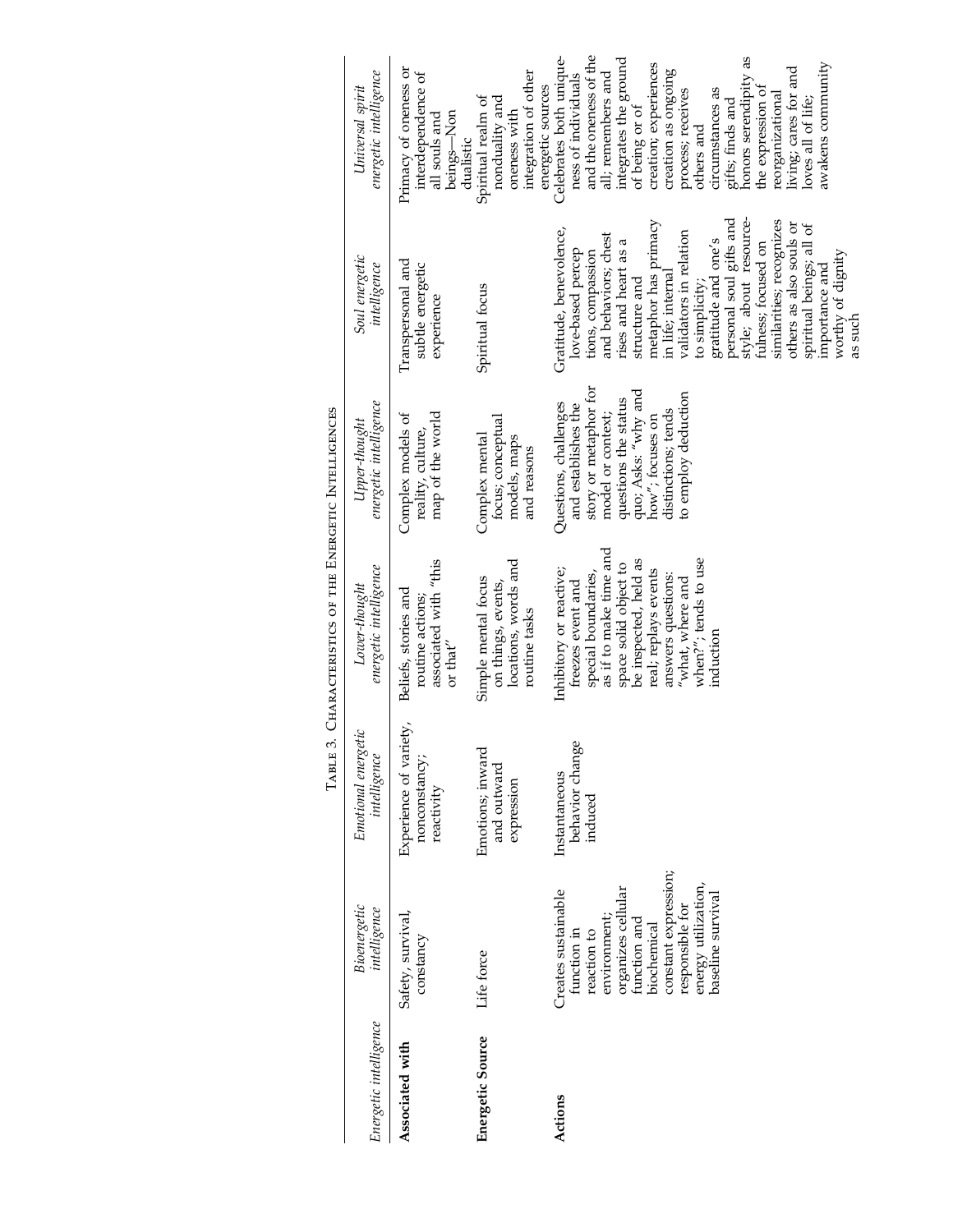Table 3. Characteristics of the Energetic Intelligences

| *Energetic intelligence* | *Bioenergetic intelligence* | *Emotional energetic intelligence* | *Lower-thought energetic intelligence* | *Upper-thought energetic intelligence* | *Soul energetic intelligence* | *Universal spirit energetic intelligence* |
|---|---|---|---|---|---|---|
| **Associated with** | Safety, survival, constancy | Experience of variety, nonconstancy; reactivity | Beliefs, stories and routine actions; associated with "this or that" | Complex models of reality, culture, map of the world | Transpersonal and subtle energetic experience | Primacy of oneness or interdependence of all souls and beings—Non dualistic |
| **Energetic Source** | Life force | Emotions; inward and outward expression | Simple mental focus on things, events, locations, words and routine tasks | Complex mental focus; conceptual models, maps and reasons | Spiritual focus | Spiritual realm of nonduality and oneness with integration of other energetic sources |
| **Actions** | Creates sustainable function in reaction to environment; organizes cellular function and biochemical constant expression; responsible for energy utilization, baseline survival | Instantaneous behavior change induced | Inhibitory or reactive; freezes event and special boundaries, as if to make time and space solid object to be inspected, held as real; replays events answers questions: "what, where and when?"; tends to use induction | Questions, challenges and establishes the story or metaphor for model or context; questions the status quo; Asks: "why and how", focuses on distinctions; tends to employ deduction | Gratitude, benevolence, love-based perceptions, compassion and behaviors; chest rises and heart as a structure and metaphor has primacy in life; internal validators in relation to simplicity; gratitude and one's personal soul gifts and style; about resourcefulness; focused on similarities; recognizes others as also souls or spiritual beings; all of importance and worthy of dignity as such | Celebrates both uniqueness of individuals and the oneness of the all; remembers and integrates the ground of being or of creation; experiences creation as ongoing process; receives others and circumstances as gifts; finds and honors serendipity as the expression of reorganizational living; cares for and loves all of life; awakens community |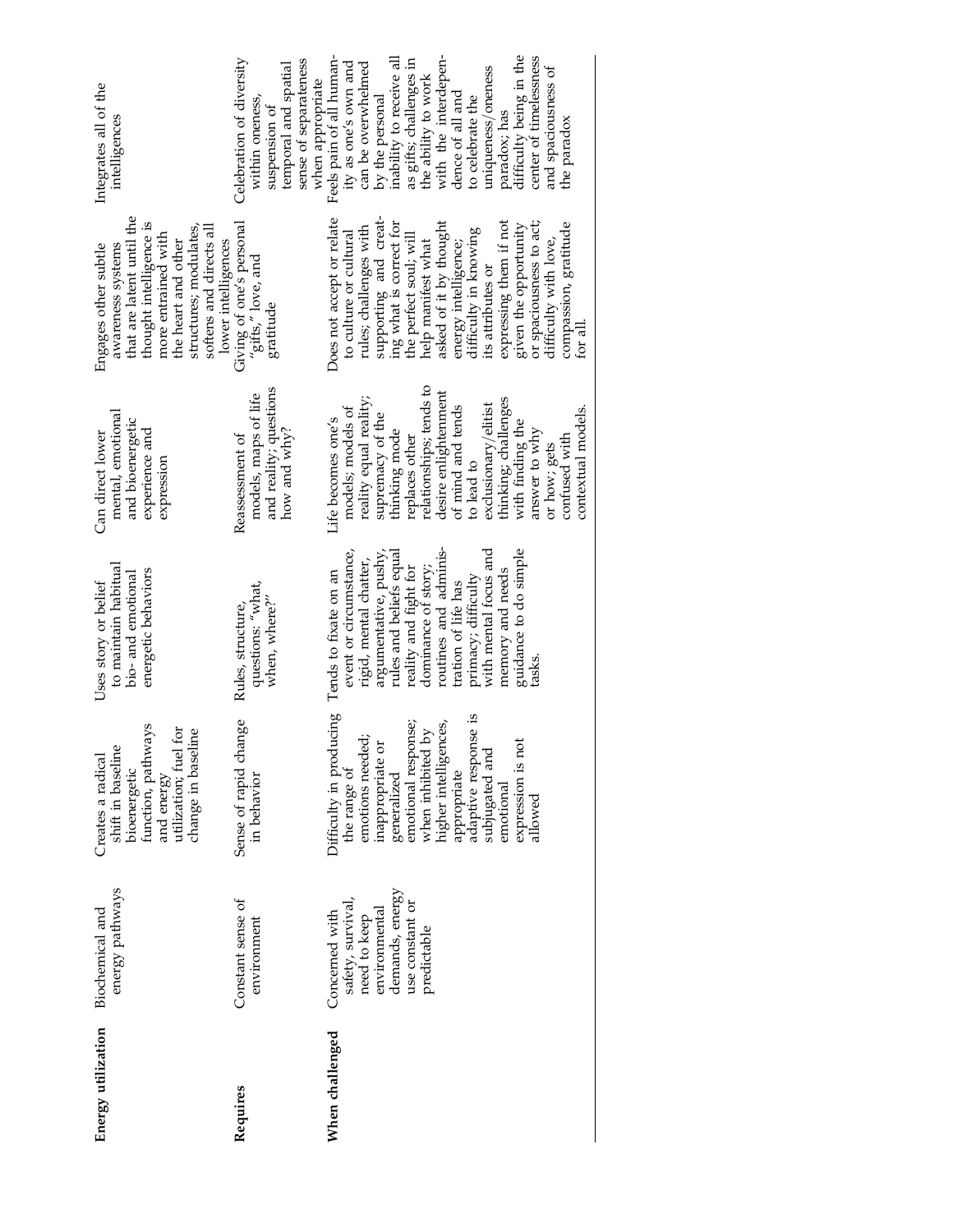| | | | | | | |
|---|---|---|---|---|---|---|
| **Energy utilization** | Biochemical and energy pathways | Creates a radical shift in baseline bioenergetic function, pathways and energy utilization; fuel for change in baseline | Uses story or belief to maintain habitual bio- and emotional energetic behaviors | Can direct lower mental, emotional and bioenergetic experience and expression | Engages other subtle awareness systems that are latent until the thought intelligence is more entrained with the heart and other structures; modulates, softens and directs all lower intelligences | Integrates all of the intelligences |
| **Requires** | Constant sense of environment | Sense of rapid change in behavior | Rules, structure, questions: "what, when, where?" | Reassessment of models, maps of life and reality; questions how and why? | Giving of one's personal "gifts," love, and gratitude | Celebration of diversity within oneness, suspension of temporal and spatial sense of separateness when appropriate |
| **When challenged** | Concerned with safety, survival, need to keep environmental demands, energy use constant or predictable | Difficulty in producing the range of emotions needed; inappropriate or generalized emotional response; when inhibited by higher intelligences, appropriate adaptive response is subjugated and emotional expression is not allowed | Tends to fixate on an event or circumstance, rigid, mental chatter, argumentative, pushy, rules and beliefs equal reality and fight for dominance of story; routines and administration of life has primacy; difficulty with mental focus and memory and needs guidance to do simple tasks. | Life becomes one's models; models of reality equal reality; supremacy of the thinking mode replaces other relationships; tends to desire enlightenment of mind and tends to lead to exclusionary/elitist thinking; challenges with finding the answer to why or how; gets confused with contextual models. | Does not accept or relate to culture or cultural rules; challenges with supporting and creating what is correct for the perfect soul; will help manifest what asked of it by thought energy intelligence; difficulty in knowing its attributes or expressing them if not given the opportunity or spaciousness to act; difficulty with love, compassion, gratitude for all. | Feels pain of all humanity as one's own and can be overwhelmed by the personal inability to receive all as gifts; challenges in the ability to work with the interdependence of all and to celebrate the uniqueness/oneness paradox; has difficulty being in the center of timelessness and spaciousness of the paradox |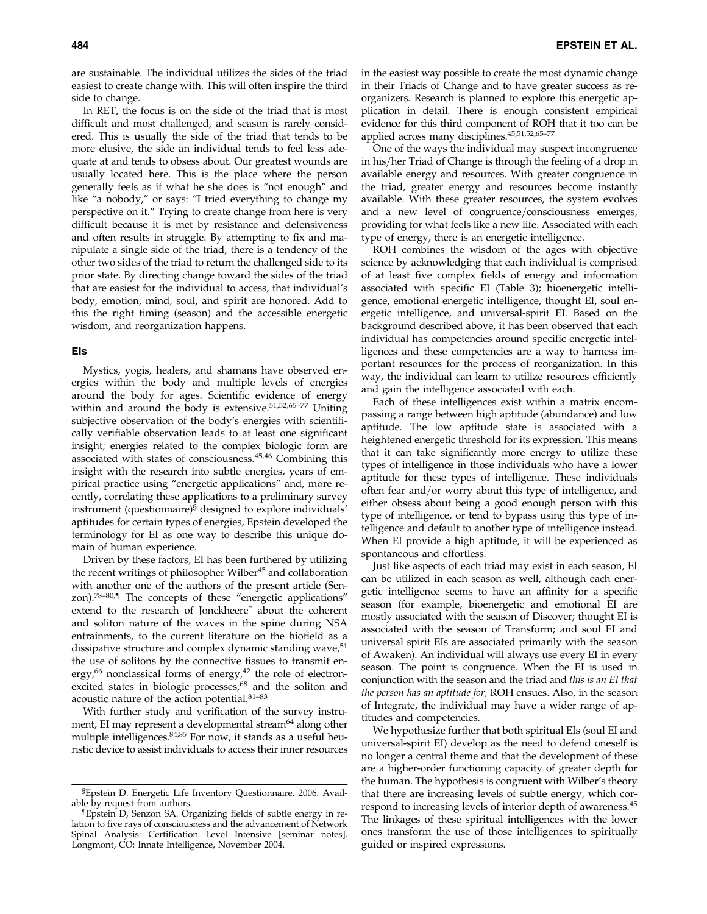are sustainable. The individual utilizes the sides of the triad easiest to create change with. This will often inspire the third side to change.

In RET, the focus is on the side of the triad that is most difficult and most challenged, and season is rarely considered. This is usually the side of the triad that tends to be more elusive, the side an individual tends to feel less adequate at and tends to obsess about. Our greatest wounds are usually located here. This is the place where the person generally feels as if what he she does is "not enough" and like "a nobody," or says: "I tried everything to change my perspective on it." Trying to create change from here is very difficult because it is met by resistance and defensiveness and often results in struggle. By attempting to fix and manipulate a single side of the triad, there is a tendency of the other two sides of the triad to return the challenged side to its prior state. By directing change toward the sides of the triad that are easiest for the individual to access, that individual's body, emotion, mind, soul, and spirit are honored. Add to this the right timing (season) and the accessible energetic wisdom, and reorganization happens.

### EIs

Mystics, yogis, healers, and shamans have observed energies within the body and multiple levels of energies around the body for ages. Scientific evidence of energy within and around the body is extensive.[51,52,65–77] Uniting subjective observation of the body's energies with scientifically verifiable observation leads to at least one significant insight; energies related to the complex biologic form are associated with states of consciousness.[45,46] Combining this insight with the research into subtle energies, years of empirical practice using "energetic applications" and, more recently, correlating these applications to a preliminary survey instrument (questionnaire)[§] designed to explore individuals' aptitudes for certain types of energies, Epstein developed the terminology for EI as one way to describe this unique domain of human experience.

Driven by these factors, EI has been furthered by utilizing the recent writings of philosopher Wilber[45] and collaboration with another one of the authors of the present article (Senzon).[78–80,¶] The concepts of these "energetic applications" extend to the research of Jonckheere[†] about the coherent and soliton nature of the waves in the spine during NSA entrainments, to the current literature on the biofield as a dissipative structure and complex dynamic standing wave,[51] the use of solitons by the connective tissues to transmit energy,[66] nonclassical forms of energy,[42] the role of electron-excited states in biologic processes,[68] and the soliton and acoustic nature of the action potential.[81–83]

With further study and verification of the survey instrument, EI may represent a developmental stream[64] along other multiple intelligences.[84,85] For now, it stands as a useful heuristic device to assist individuals to access their inner resources in the easiest way possible to create the most dynamic change in their Triads of Change and to have greater success as reorganizers. Research is planned to explore this energetic application in detail. There is enough consistent empirical evidence for this third component of ROH that it too can be applied across many disciplines.[45,51,52,65–77]

One of the ways the individual may suspect incongruence in his/her Triad of Change is through the feeling of a drop in available energy and resources. With greater congruence in the triad, greater energy and resources become instantly available. With these greater resources, the system evolves and a new level of congruence/consciousness emerges, providing for what feels like a new life. Associated with each type of energy, there is an energetic intelligence.

ROH combines the wisdom of the ages with objective science by acknowledging that each individual is comprised of at least five complex fields of energy and information associated with specific EI (Table 3); bioenergetic intelligence, emotional energetic intelligence, thought EI, soul energetic intelligence, and universal-spirit EI. Based on the background described above, it has been observed that each individual has competencies around specific energetic intelligences and these competencies are a way to harness important resources for the process of reorganization. In this way, the individual can learn to utilize resources efficiently and gain the intelligence associated with each.

Each of these intelligences exist within a matrix encompassing a range between high aptitude (abundance) and low aptitude. The low aptitude state is associated with a heightened energetic threshold for its expression. This means that it can take significantly more energy to utilize these types of intelligence in those individuals who have a lower aptitude for these types of intelligence. These individuals often fear and/or worry about this type of intelligence, and either obsess about being a good enough person with this type of intelligence, or tend to bypass using this type of intelligence and default to another type of intelligence instead. When EI provide a high aptitude, it will be experienced as spontaneous and effortless.

Just like aspects of each triad may exist in each season, EI can be utilized in each season as well, although each energetic intelligence seems to have an affinity for a specific season (for example, bioenergetic and emotional EI are mostly associated with the season of Discover; thought EI is associated with the season of Transform; and soul EI and universal spirit EIs are associated primarily with the season of Awaken). An individual will always use every EI in every season. The point is congruence. When the EI is used in conjunction with the season and the triad and *this is an EI that the person has an aptitude for,* ROH ensues. Also, in the season of Integrate, the individual may have a wider range of aptitudes and competencies.

We hypothesize further that both spiritual EIs (soul EI and universal-spirit EI) develop as the need to defend oneself is no longer a central theme and that the development of these are a higher-order functioning capacity of greater depth for the human. The hypothesis is congruent with Wilber's theory that there are increasing levels of subtle energy, which correspond to increasing levels of interior depth of awareness.[45] The linkages of these spiritual intelligences with the lower ones transform the use of those intelligences to spiritually guided or inspired expressions.

---

§Epstein D. Energetic Life Inventory Questionnaire. 2006. Available by request from authors.

¶Epstein D, Senzon SA. Organizing fields of subtle energy in relation to five rays of consciousness and the advancement of Network Spinal Analysis: Certification Level Intensive [seminar notes]. Longmont, CO: Innate Intelligence, November 2004.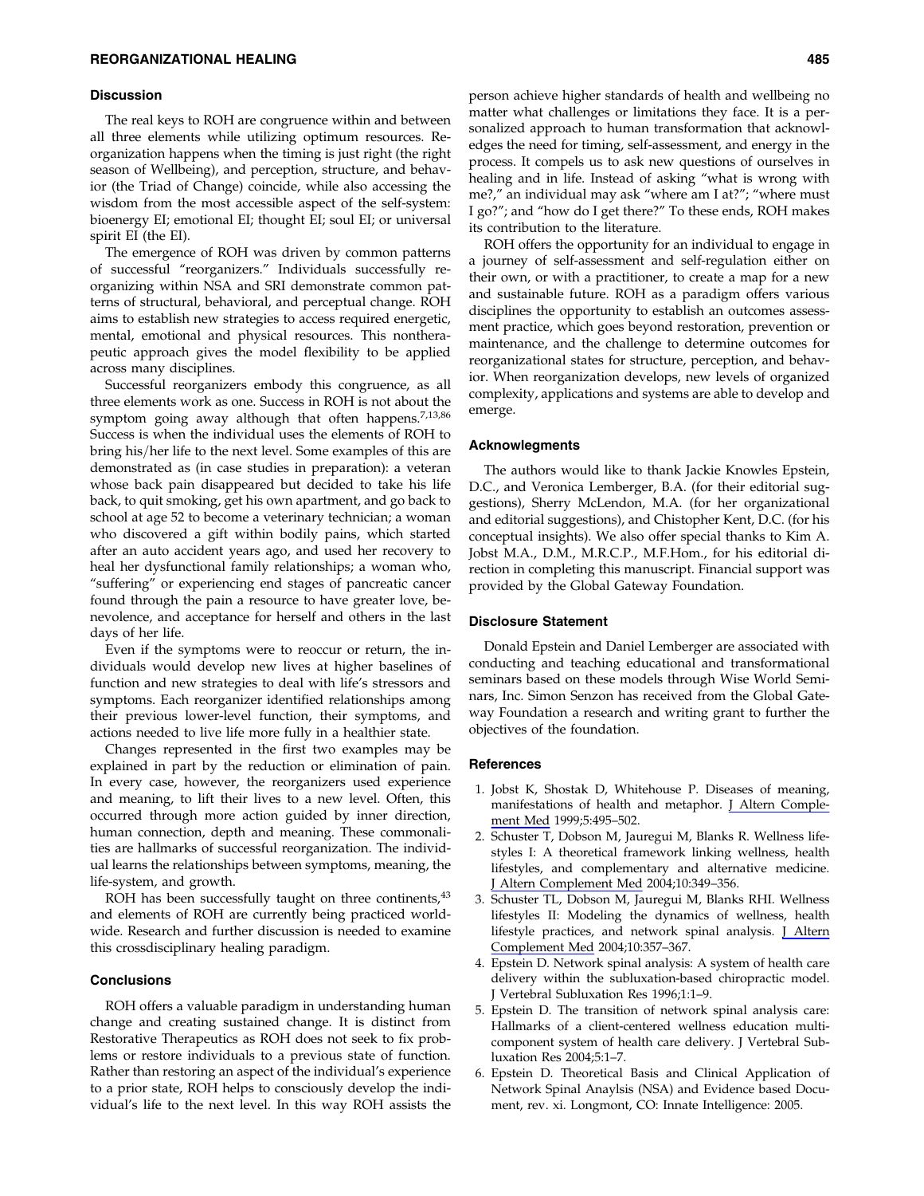## Discussion

The real keys to ROH are congruence within and between all three elements while utilizing optimum resources. Reorganization happens when the timing is just right (the right season of Wellbeing), and perception, structure, and behavior (the Triad of Change) coincide, while also accessing the wisdom from the most accessible aspect of the self-system: bioenergy EI; emotional EI; thought EI; soul EI; or universal spirit EI (the EI).

The emergence of ROH was driven by common patterns of successful "reorganizers." Individuals successfully reorganizing within NSA and SRI demonstrate common patterns of structural, behavioral, and perceptual change. ROH aims to establish new strategies to access required energetic, mental, emotional and physical resources. This nontherapeutic approach gives the model flexibility to be applied across many disciplines.

Successful reorganizers embody this congruence, as all three elements work as one. Success in ROH is not about the symptom going away although that often happens.[7,13,86] Success is when the individual uses the elements of ROH to bring his/her life to the next level. Some examples of this are demonstrated as (in case studies in preparation): a veteran whose back pain disappeared but decided to take his life back, to quit smoking, get his own apartment, and go back to school at age 52 to become a veterinary technician; a woman who discovered a gift within bodily pains, which started after an auto accident years ago, and used her recovery to heal her dysfunctional family relationships; a woman who, "suffering" or experiencing end stages of pancreatic cancer found through the pain a resource to have greater love, benevolence, and acceptance for herself and others in the last days of her life.

Even if the symptoms were to reoccur or return, the individuals would develop new lives at higher baselines of function and new strategies to deal with life's stressors and symptoms. Each reorganizer identified relationships among their previous lower-level function, their symptoms, and actions needed to live life more fully in a healthier state.

Changes represented in the first two examples may be explained in part by the reduction or elimination of pain. In every case, however, the reorganizers used experience and meaning, to lift their lives to a new level. Often, this occurred through more action guided by inner direction, human connection, depth and meaning. These commonalities are hallmarks of successful reorganization. The individual learns the relationships between symptoms, meaning, the life-system, and growth.

ROH has been successfully taught on three continents,[43] and elements of ROH are currently being practiced worldwide. Research and further discussion is needed to examine this crossdisciplinary healing paradigm.

## Conclusions

ROH offers a valuable paradigm in understanding human change and creating sustained change. It is distinct from Restorative Therapeutics as ROH does not seek to fix problems or restore individuals to a previous state of function. Rather than restoring an aspect of the individual's experience to a prior state, ROH helps to consciously develop the individual's life to the next level. In this way ROH assists the person achieve higher standards of health and wellbeing no matter what challenges or limitations they face. It is a personalized approach to human transformation that acknowledges the need for timing, self-assessment, and energy in the process. It compels us to ask new questions of ourselves in healing and in life. Instead of asking "what is wrong with me?," an individual may ask "where am I at?"; "where must I go?"; and "how do I get there?" To these ends, ROH makes its contribution to the literature.

ROH offers the opportunity for an individual to engage in a journey of self-assessment and self-regulation either on their own, or with a practitioner, to create a map for a new and sustainable future. ROH as a paradigm offers various disciplines the opportunity to establish an outcomes assessment practice, which goes beyond restoration, prevention or maintenance, and the challenge to determine outcomes for reorganizational states for structure, perception, and behavior. When reorganization develops, new levels of organized complexity, applications and systems are able to develop and emerge.

## Acknowlegments

The authors would like to thank Jackie Knowles Epstein, D.C., and Veronica Lemberger, B.A. (for their editorial suggestions), Sherry McLendon, M.A. (for her organizational and editorial suggestions), and Chistopher Kent, D.C. (for his conceptual insights). We also offer special thanks to Kim A. Jobst M.A., D.M., M.R.C.P., M.F.Hom., for his editorial direction in completing this manuscript. Financial support was provided by the Global Gateway Foundation.

## Disclosure Statement

Donald Epstein and Daniel Lemberger are associated with conducting and teaching educational and transformational seminars based on these models through Wise World Seminars, Inc. Simon Senzon has received from the Global Gateway Foundation a research and writing grant to further the objectives of the foundation.

## References

1. Jobst K, Shostak D, Whitehouse P. Diseases of meaning, manifestations of health and metaphor. J Altern Complement Med 1999;5:495–502.
2. Schuster T, Dobson M, Jauregui M, Blanks R. Wellness lifestyles I: A theoretical framework linking wellness, health lifestyles, and complementary and alternative medicine. J Altern Complement Med 2004;10:349–356.
3. Schuster TL, Dobson M, Jauregui M, Blanks RHI. Wellness lifestyles II: Modeling the dynamics of wellness, health lifestyle practices, and network spinal analysis. J Altern Complement Med 2004;10:357–367.
4. Epstein D. Network spinal analysis: A system of health care delivery within the subluxation-based chiropractic model. J Vertebral Subluxation Res 1996;1:1–9.
5. Epstein D. The transition of network spinal analysis care: Hallmarks of a client-centered wellness education multicomponent system of health care delivery. J Vertebral Subluxation Res 2004;5:1–7.
6. Epstein D. Theoretical Basis and Clinical Application of Network Spinal Anaylsis (NSA) and Evidence based Document, rev. xi. Longmont, CO: Innate Intelligence: 2005.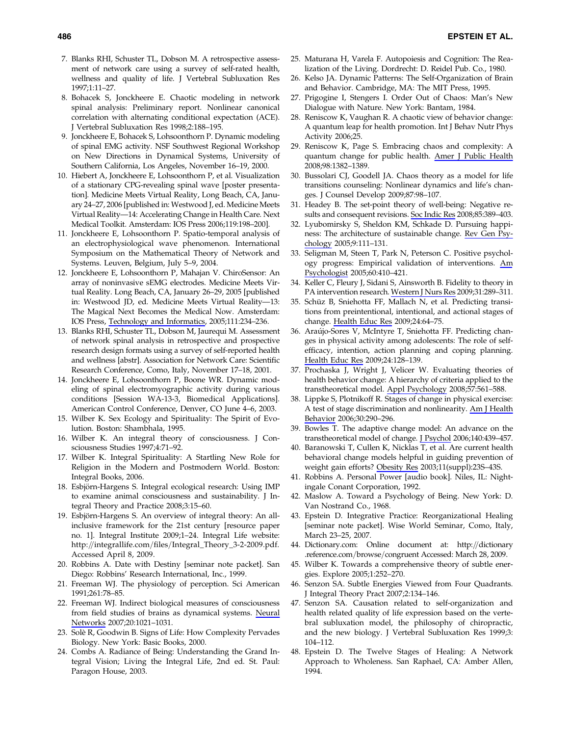7. Blanks RHI, Schuster TL, Dobson M. A retrospective assessment of network care using a survey of self-rated health, wellness and quality of life. J Vertebral Subluxation Res 1997;1:11–27.
8. Bohacek S, Jonckheere E. Chaotic modeling in network spinal analysis: Preliminary report. Nonlinear canonical correlation with alternating conditional expectation (ACE). J Vertebral Subluxation Res 1998;2:188–195.
9. Jonckheere E, Bohacek S, Lohsoonthorn P. Dynamic modeling of spinal EMG activity. NSF Southwest Regional Workshop on New Directions in Dynamical Systems, University of Southern California, Los Angeles, November 16–19, 2000.
10. Hiebert A, Jonckheere E, Lohsoonthorn P, et al. Visualization of a stationary CPG-revealing spinal wave [poster presentation]. Medicine Meets Virtual Reality, Long Beach, CA, January 24–27, 2006 [published in: Westwood J, ed. Medicine Meets Virtual Reality—14: Accelerating Change in Health Care. Next Medical Toolkit. Amsterdam: IOS Press 2006;119:198–200].
11. Jonckheere E, Lohsoonthorn P. Spatio-temporal analysis of an electrophysiological wave phenomenon. International Symposium on the Mathematical Theory of Network and Systems. Leuven, Belgium, July 5–9, 2004.
12. Jonckheere E, Lohsoonthorn P, Mahajan V. ChiroSensor: An array of noninvasive sEMG electrodes. Medicine Meets Virtual Reality. Long Beach, CA, January 26–29, 2005 [published in: Westwood JD, ed. Medicine Meets Virtual Reality—13: The Magical Next Becomes the Medical Now. Amsterdam: IOS Press, Technology and Informatics, 2005;111:234–236.
13. Blanks RHI, Schuster TL, Dobson M, Jaurequi M. Assessment of network spinal analysis in retrospective and prospective research design formats using a survey of self-reported health and wellness [abstr]. Association for Network Care: Scientific Research Conference, Como, Italy, November 17–18, 2001.
14. Jonckheere E, Lohsoonthorn P, Boone WR. Dynamic modeling of spinal electromyographic activity during various conditions [Session WA-13-3, Biomedical Applications]. American Control Conference, Denver, CO June 4–6, 2003.
15. Wilber K. Sex Ecology and Spirituality: The Spirit of Evolution. Boston: Shambhala, 1995.
16. Wilber K. An integral theory of consciousness. J Consciousness Studies 1997;4:71–92.
17. Wilber K. Integral Spirituality: A Startling New Role for Religion in the Modern and Postmodern World. Boston: Integral Books, 2006.
18. Esbjörn-Hargens S. Integral ecological research: Using IMP to examine animal consciousness and sustainability. J Integral Theory and Practice 2008;3:15–60.
19. Esbjörn-Hargens S. An overview of integral theory: An all-inclusive framework for the 21st century [resource paper no. 1]. Integral Institute 2009;1–24. Integral Life website: http://integrallife.com/files/Integral_Theory_3-2-2009.pdf. Accessed April 8, 2009.
20. Robbins A. Date with Destiny [seminar note packet]. San Diego: Robbins' Research International, Inc., 1999.
21. Freeman WJ. The physiology of perception. Sci American 1991;261:78–85.
22. Freeman WJ. Indirect biological measures of consciousness from field studies of brains as dynamical systems. Neural Networks 2007;20:1021–1031.
23. Solè R, Goodwin B. Signs of Life: How Complexity Pervades Biology. New York: Basic Books, 2000.
24. Combs A. Radiance of Being: Understanding the Grand Integral Vision; Living the Integral Life, 2nd ed. St. Paul: Paragon House, 2003.
25. Maturana H, Varela F. Autopoiesis and Cognition: The Realization of the Living. Dordrecht: D. Reidel Pub. Co., 1980.
26. Kelso JA. Dynamic Patterns: The Self-Organization of Brain and Behavior. Cambridge, MA: The MIT Press, 1995.
27. Prigogine I, Stengers I. Order Out of Chaos: Man's New Dialogue with Nature. New York: Bantam, 1984.
28. Reniscow K, Vaughan R. A chaotic view of behavior change: A quantum leap for health promotion. Int J Behav Nutr Phys Activity 2006;25.
29. Reniscow K, Page S. Embracing chaos and complexity: A quantum change for public health. Amer J Public Health 2008;98:1382–1389.
30. Bussolari CJ, Goodell JA. Chaos theory as a model for life transitions counseling: Nonlinear dynamics and life's changes. J Counsel Develop 2009;87:98–107.
31. Headey B. The set-point theory of well-being: Negative results and consequent revisions. Soc Indic Res 2008;85:389–403.
32. Lyubomirsky S, Sheldon KM, Schkade D. Pursuing happiness: The architecture of sustainable change. Rev Gen Psychology 2005;9:111–131.
33. Seligman M, Steen T, Park N, Peterson C. Positive psychology progress: Empirical validation of interventions. Am Psychologist 2005;60:410–421.
34. Keller C, Fleury J, Sidani S, Ainsworth B. Fidelity to theory in PA intervention research. Western J Nurs Res 2009;31:289–311.
35. Schüz B, Sniehotta FF, Mallach N, et al. Predicting transitions from preintentional, intentional, and actional stages of change. Health Educ Res 2009;24:64–75.
36. Araújo-Sores V, McIntyre T, Sniehotta FF. Predicting changes in physical activity among adolescents: The role of self-efficacy, intention, action planning and coping planning. Health Educ Res 2009;24:128–139.
37. Prochaska J, Wright J, Velicer W. Evaluating theories of health behavior change: A hierarchy of criteria applied to the transtheoretical model. Appl Psychology 2008;57:561–588.
38. Lippke S, Plotnikoff R. Stages of change in physical exercise: A test of stage discrimination and nonlinearity. Am J Health Behavior 2006;30:290–296.
39. Bowles T. The adaptive change model: An advance on the transtheoretical model of change. J Psychol 2006;140:439–457.
40. Baranowski T, Cullen K, Nicklas T, et al. Are current health behavioral change models helpful in guiding prevention of weight gain efforts? Obesity Res 2003;11(suppl):23S–43S.
41. Robbins A. Personal Power [audio book]. Niles, IL: Nightingale Conant Corporation, 1992.
42. Maslow A. Toward a Psychology of Being. New York: D. Van Nostrand Co., 1968.
43. Epstein D. Integrative Practice: Reorganizational Healing [seminar note packet]. Wise World Seminar, Como, Italy, March 23–25, 2007.
44. Dictionary.com: Online document at: http://dictionary.reference.com/browse/congruent Accessed: March 28, 2009.
45. Wilber K. Towards a comprehensive theory of subtle energies. Explore 2005;1:252–270.
46. Senzon SA. Subtle Energies Viewed from Four Quadrants. J Integral Theory Pract 2007;2:134–146.
47. Senzon SA. Causation related to self-organization and health related quality of life expression based on the vertebral subluxation model, the philosophy of chiropractic, and the new biology. J Vertebral Subluxation Res 1999;3: 104–112.
48. Epstein D. The Twelve Stages of Healing: A Network Approach to Wholeness. San Raphael, CA: Amber Allen, 1994.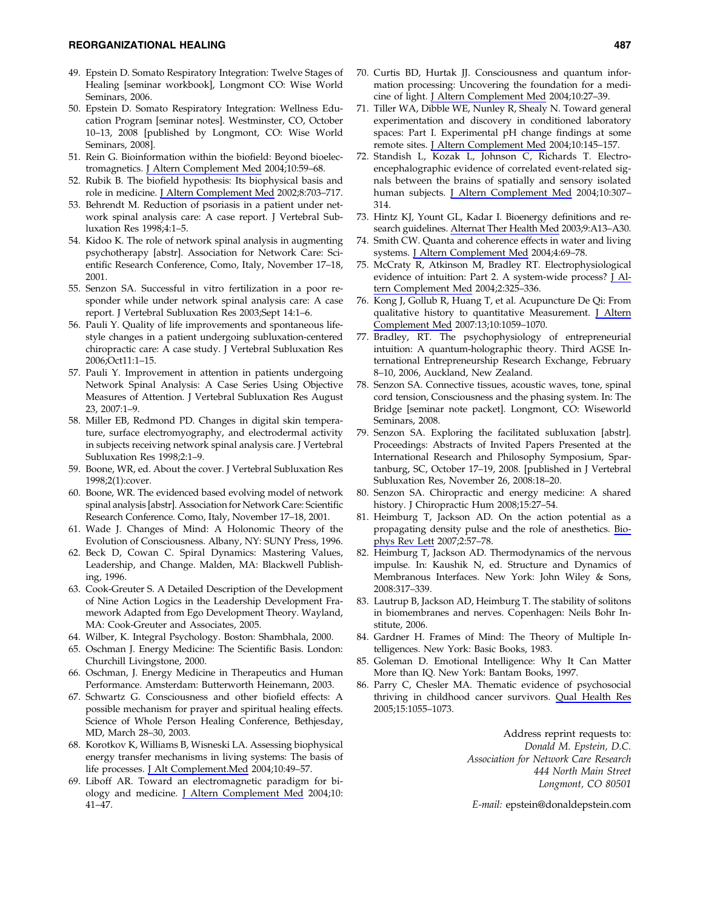49. Epstein D. Somato Respiratory Integration: Twelve Stages of Healing [seminar workbook], Longmont CO: Wise World Seminars, 2006.
50. Epstein D. Somato Respiratory Integration: Wellness Education Program [seminar notes]. Westminster, CO, October 10–13, 2008 [published by Longmont, CO: Wise World Seminars, 2008].
51. Rein G. Bioinformation within the biofield: Beyond bioelectromagnetics. J Altern Complement Med 2004;10:59–68.
52. Rubik B. The biofield hypothesis: Its biophysical basis and role in medicine. J Altern Complement Med 2002;8:703–717.
53. Behrendt M. Reduction of psoriasis in a patient under network spinal analysis care: A case report. J Vertebral Subluxation Res 1998;4:1–5.
54. Kidoo K. The role of network spinal analysis in augmenting psychotherapy [abstr]. Association for Network Care: Scientific Research Conference, Como, Italy, November 17–18, 2001.
55. Senzon SA. Successful in vitro fertilization in a poor responder while under network spinal analysis care: A case report. J Vertebral Subluxation Res 2003;Sept 14:1–6.
56. Pauli Y. Quality of life improvements and spontaneous lifestyle changes in a patient undergoing subluxation-centered chiropractic care: A case study. J Vertebral Subluxation Res 2006;Oct11:1–15.
57. Pauli Y. Improvement in attention in patients undergoing Network Spinal Analysis: A Case Series Using Objective Measures of Attention. J Vertebral Subluxation Res August 23, 2007:1–9.
58. Miller EB, Redmond PD. Changes in digital skin temperature, surface electromyography, and electrodermal activity in subjects receiving network spinal analysis care. J Vertebral Subluxation Res 1998;2:1–9.
59. Boone, WR, ed. About the cover. J Vertebral Subluxation Res 1998;2(1):cover.
60. Boone, WR. The evidenced based evolving model of network spinal analysis [abstr]. Association for Network Care: Scientific Research Conference. Como, Italy, November 17–18, 2001.
61. Wade J. Changes of Mind: A Holonomic Theory of the Evolution of Consciousness. Albany, NY: SUNY Press, 1996.
62. Beck D, Cowan C. Spiral Dynamics: Mastering Values, Leadership, and Change. Malden, MA: Blackwell Publishing, 1996.
63. Cook-Greuter S. A Detailed Description of the Development of Nine Action Logics in the Leadership Development Framework Adapted from Ego Development Theory. Wayland, MA: Cook-Greuter and Associates, 2005.
64. Wilber, K. Integral Psychology. Boston: Shambhala, 2000.
65. Oschman J. Energy Medicine: The Scientific Basis. London: Churchill Livingstone, 2000.
66. Oschman, J. Energy Medicine in Therapeutics and Human Performance. Amsterdam: Butterworth Heinemann, 2003.
67. Schwartz G. Consciousness and other biofield effects: A possible mechanism for prayer and spiritual healing effects. Science of Whole Person Healing Conference, Bethjesday, MD, March 28–30, 2003.
68. Korotkov K, Williams B, Wisneski LA. Assessing biophysical energy transfer mechanisms in living systems: The basis of life processes. J Alt Complement.Med 2004;10:49–57.
69. Liboff AR. Toward an electromagnetic paradigm for biology and medicine. J Altern Complement Med 2004;10: 41–47.
70. Curtis BD, Hurtak JJ. Consciousness and quantum information processing: Uncovering the foundation for a medicine of light. J Altern Complement Med 2004;10:27–39.
71. Tiller WA, Dibble WE, Nunley R, Shealy N. Toward general experimentation and discovery in conditioned laboratory spaces: Part I. Experimental pH change findings at some remote sites. J Altern Complement Med 2004;10:145–157.
72. Standish L, Kozak L, Johnson C, Richards T. Electroencephalographic evidence of correlated event-related signals between the brains of spatially and sensory isolated human subjects. J Altern Complement Med 2004;10:307–314.
73. Hintz KJ, Yount GL, Kadar I. Bioenergy definitions and research guidelines. Alternat Ther Health Med 2003;9:A13–A30.
74. Smith CW. Quanta and coherence effects in water and living systems. J Altern Complement Med 2004;4:69–78.
75. McCraty R, Atkinson M, Bradley RT. Electrophysiological evidence of intuition: Part 2. A system-wide process? J Altern Complement Med 2004;2:325–336.
76. Kong J, Gollub R, Huang T, et al. Acupuncture De Qi: From qualitative history to quantitative Measurement. J Altern Complement Med 2007:13;10:1059–1070.
77. Bradley, RT. The psychophysiology of entrepreneurial intuition: A quantum-holographic theory. Third AGSE International Entrepreneurship Research Exchange, February 8–10, 2006, Auckland, New Zealand.
78. Senzon SA. Connective tissues, acoustic waves, tone, spinal cord tension, Consciousness and the phasing system. In: The Bridge [seminar note packet]. Longmont, CO: Wiseworld Seminars, 2008.
79. Senzon SA. Exploring the facilitated subluxation [abstr]. Proceedings: Abstracts of Invited Papers Presented at the International Research and Philosophy Symposium, Spartanburg, SC, October 17–19, 2008. [published in J Vertebral Subluxation Res, November 26, 2008:18–20.
80. Senzon SA. Chiropractic and energy medicine: A shared history. J Chiropractic Hum 2008;15:27–54.
81. Heimburg T, Jackson AD. On the action potential as a propagating density pulse and the role of anesthetics. Biophys Rev Lett 2007;2:57–78.
82. Heimburg T, Jackson AD. Thermodynamics of the nervous impulse. In: Kaushik N, ed. Structure and Dynamics of Membranous Interfaces. New York: John Wiley & Sons, 2008:317–339.
83. Lautrup B, Jackson AD, Heimburg T. The stability of solitons in biomembranes and nerves. Copenhagen: Neils Bohr Institute, 2006.
84. Gardner H. Frames of Mind: The Theory of Multiple Intelligences. New York: Basic Books, 1983.
85. Goleman D. Emotional Intelligence: Why It Can Matter More than IQ. New York: Bantam Books, 1997.
86. Parry C, Chesler MA. Thematic evidence of psychosocial thriving in childhood cancer survivors. Qual Health Res 2005;15:1055–1073.

Address reprint requests to:
*Donald M. Epstein, D.C.*
*Association for Network Care Research*
*444 North Main Street*
*Longmont, CO 80501*

*E-mail:* epstein@donaldepstein.com